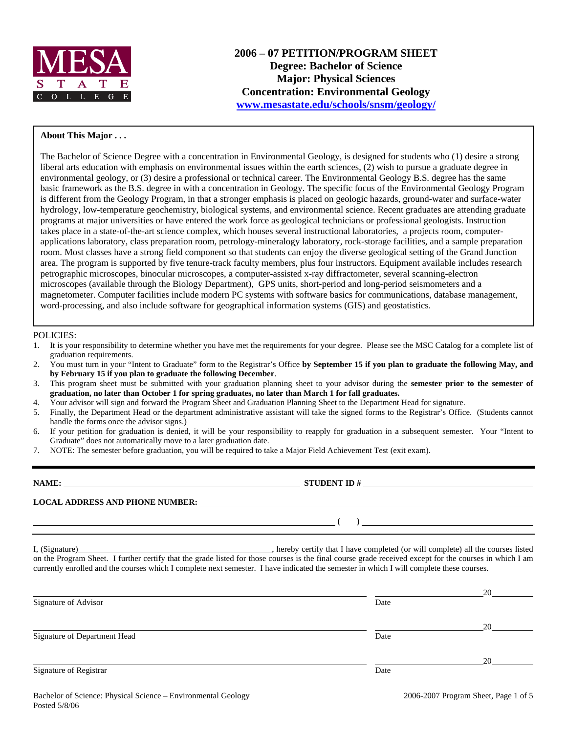MESA STATE COLLEGE

# 2006 – 07 PETITION/PROGRAM SHEET
## Degree: Bachelor of Science
## Major: Physical Sciences
## Concentration: Environmental Geology
www.mesastate.edu/schools/snsm/geology/

**About This Major . . .**

The Bachelor of Science Degree with a concentration in Environmental Geology, is designed for students who (1) desire a strong liberal arts education with emphasis on environmental issues within the earth sciences, (2) wish to pursue a graduate degree in environmental geology, or (3) desire a professional or technical career. The Environmental Geology B.S. degree has the same basic framework as the B.S. degree in with a concentration in Geology. The specific focus of the Environmental Geology Program is different from the Geology Program, in that a stronger emphasis is placed on geologic hazards, ground-water and surface-water hydrology, low-temperature geochemistry, biological systems, and environmental science. Recent graduates are attending graduate programs at major universities or have entered the work force as geological technicians or professional geologists. Instruction takes place in a state-of-the-art science complex, which houses several instructional laboratories, a projects room, computer-applications laboratory, class preparation room, petrology-mineralogy laboratory, rock-storage facilities, and a sample preparation room. Most classes have a strong field component so that students can enjoy the diverse geological setting of the Grand Junction area. The program is supported by five tenure-track faculty members, plus four instructors. Equipment available includes research petrographic microscopes, binocular microscopes, a computer-assisted x-ray diffractometer, several scanning-electron microscopes (available through the Biology Department), GPS units, short-period and long-period seismometers and a magnetometer. Computer facilities include modern PC systems with software basics for communications, database management, word-processing, and also include software for geographical information systems (GIS) and geostatistics.

POLICIES:

1. It is your responsibility to determine whether you have met the requirements for your degree. Please see the MSC Catalog for a complete list of graduation requirements.
2. You must turn in your "Intent to Graduate" form to the Registrar's Office **by September 15 if you plan to graduate the following May, and by February 15 if you plan to graduate the following December**.
3. This program sheet must be submitted with your graduation planning sheet to your advisor during the **semester prior to the semester of graduation, no later than October 1 for spring graduates, no later than March 1 for fall graduates.**
4. Your advisor will sign and forward the Program Sheet and Graduation Planning Sheet to the Department Head for signature.
5. Finally, the Department Head or the department administrative assistant will take the signed forms to the Registrar's Office. (Students cannot handle the forms once the advisor signs.)
6. If your petition for graduation is denied, it will be your responsibility to reapply for graduation in a subsequent semester. Your "Intent to Graduate" does not automatically move to a later graduation date.
7. NOTE: The semester before graduation, you will be required to take a Major Field Achievement Test (exit exam).

**NAME:** ______________________________ **STUDENT ID #** ______________________________

**LOCAL ADDRESS AND PHONE NUMBER:** ______________________________

______________________________ **( )** ______________________________

I, (Signature)______________________________, hereby certify that I have completed (or will complete) all the courses listed on the Program Sheet. I further certify that the grade listed for those courses is the final course grade received except for the courses in which I am currently enrolled and the courses which I complete next semester. I have indicated the semester in which I will complete these courses.

______________________________ ______________ 20______
Signature of Advisor Date

______________________________ ______________ 20______
Signature of Department Head Date

______________________________ ______________ 20______
Signature of Registrar Date

Bachelor of Science: Physical Science – Environmental Geology
Posted 5/8/06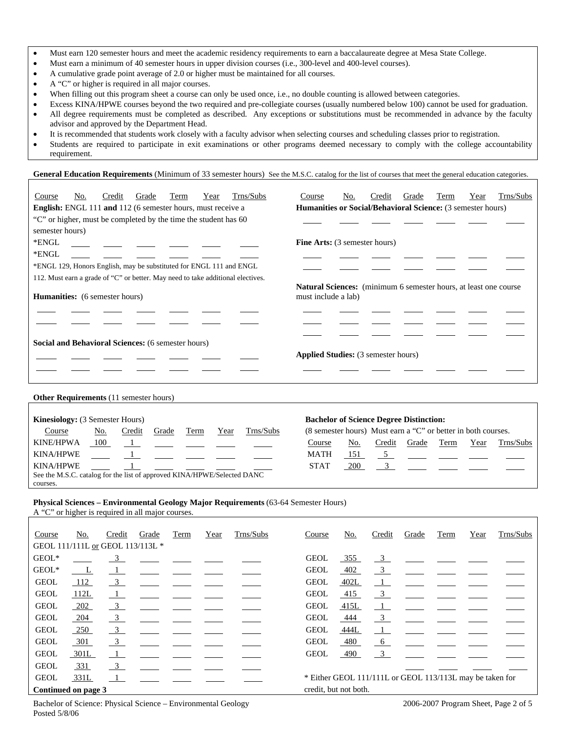- Must earn 120 semester hours and meet the academic residency requirements to earn a baccalaureate degree at Mesa State College.
- Must earn a minimum of 40 semester hours in upper division courses (i.e., 300-level and 400-level courses).
- A cumulative grade point average of 2.0 or higher must be maintained for all courses.
- A "C" or higher is required in all major courses.
- When filling out this program sheet a course can only be used once, i.e., no double counting is allowed between categories.
- Excess KINA/HPWE courses beyond the two required and pre-collegiate courses (usually numbered below 100) cannot be used for graduation.
- All degree requirements must be completed as described. Any exceptions or substitutions must be recommended in advance by the faculty advisor and approved by the Department Head.
- It is recommended that students work closely with a faculty advisor when selecting courses and scheduling classes prior to registration.
- Students are required to participate in exit examinations or other programs deemed necessary to comply with the college accountability requirement.

**General Education Requirements** (Minimum of 33 semester hours) See the M.S.C. catalog for the list of courses that meet the general education categories.

| Course | No. | Credit | Grade | Term | Year | Trns/Subs |
|---|---|---|---|---|---|---|
| **English:** ENGL 111 **and** 112 (6 semester hours, must receive a "C" or higher, must be completed by the time the student has 60 semester hours) | | | | | | |
| *ENGL | | | | | | |
| *ENGL | | | | | | |

*ENGL 129, Honors English, may be substituted for ENGL 111 and ENGL 112. Must earn a grade of "C" or better. May need to take additional electives.

**Humanities:** (6 semester hours)

| Course | No. | Credit | Grade | Term | Year | Trns/Subs |
|---|---|---|---|---|---|---|
| | | | | | | |
| | | | | | | |

**Social and Behavioral Sciences:** (6 semester hours)

| Course | No. | Credit | Grade | Term | Year | Trns/Subs |
|---|---|---|---|---|---|---|
| | | | | | | |
| | | | | | | |

**Humanities or Social/Behavioral Science:** (3 semester hours)

| Course | No. | Credit | Grade | Term | Year | Trns/Subs |
|---|---|---|---|---|---|---|
| | | | | | | |

**Fine Arts:** (3 semester hours)

| Course | No. | Credit | Grade | Term | Year | Trns/Subs |
|---|---|---|---|---|---|---|
| | | | | | | |
| | | | | | | |

**Natural Sciences:** (minimum 6 semester hours, at least one course must include a lab)

| Course | No. | Credit | Grade | Term | Year | Trns/Subs |
|---|---|---|---|---|---|---|
| | | | | | | |
| | | | | | | |
| | | | | | | |

**Applied Studies:** (3 semester hours)

| Course | No. | Credit | Grade | Term | Year | Trns/Subs |
|---|---|---|---|---|---|---|
| | | | | | | |

**Other Requirements** (11 semester hours)

**Kinesiology:** (3 Semester Hours)

| Course | No. | Credit | Grade | Term | Year | Trns/Subs |
|---|---|---|---|---|---|---|
| KINE/HPWA | 100 | 1 | | | | |
| KINA/HPWE | | 1 | | | | |
| KINA/HPWE | | 1 | | | | |

See the M.S.C. catalog for the list of approved KINA/HPWE/Selected DANC courses.

**Bachelor of Science Degree Distinction:**
(8 semester hours) Must earn a "C" or better in both courses.

| Course | No. | Credit | Grade | Term | Year | Trns/Subs |
|---|---|---|---|---|---|---|
| MATH | 151 | 5 | | | | |
| STAT | 200 | 3 | | | | |

**Physical Sciences – Environmental Geology Major Requirements** (63-64 Semester Hours)
A "C" or higher is required in all major courses.

GEOL 111/111L or GEOL 113/113L *

| Course | No. | Credit | Grade | Term | Year | Trns/Subs |
|---|---|---|---|---|---|---|
| GEOL* | | 3 | | | | |
| GEOL* | L | 1 | | | | |
| GEOL | 112 | 3 | | | | |
| GEOL | 112L | 1 | | | | |
| GEOL | 202 | 3 | | | | |
| GEOL | 204 | 3 | | | | |
| GEOL | 250 | 3 | | | | |
| GEOL | 301 | 3 | | | | |
| GEOL | 301L | 1 | | | | |
| GEOL | 331 | 3 | | | | |
| GEOL | 331L | 1 | | | | |
| GEOL | 355 | 3 | | | | |
| GEOL | 402 | 3 | | | | |
| GEOL | 402L | 1 | | | | |
| GEOL | 415 | 3 | | | | |
| GEOL | 415L | 1 | | | | |
| GEOL | 444 | 3 | | | | |
| GEOL | 444L | 1 | | | | |
| GEOL | 480 | 6 | | | | |
| GEOL | 490 | 3 | | | | |

* Either GEOL 111/111L or GEOL 113/113L may be taken for credit, but not both.

**Continued on page 3**

Bachelor of Science: Physical Science – Environmental Geology
Posted 5/8/06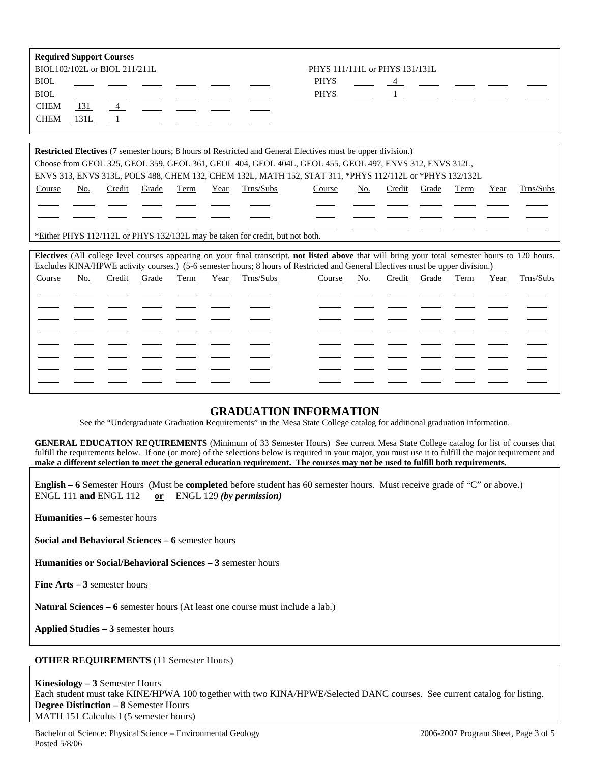**Required Support Courses**

BIOL102/102L or BIOL 211/211L

| | | | | | | |
|---|---|---|---|---|---|---|
| BIOL | | | | | | |
| BIOL | | | | | | |
| CHEM | 131 | 4 | | | | |
| CHEM | 131L | 1 | | | | |

PHYS 111/111L or PHYS 131/131L

| | | | | | | |
|---|---|---|---|---|---|---|
| PHYS | | 4 | | | | |
| PHYS | | 1 | | | | |

**Restricted Electives** (7 semester hours; 8 hours of Restricted and General Electives must be upper division.)
Choose from GEOL 325, GEOL 359, GEOL 361, GEOL 404, GEOL 404L, GEOL 455, GEOL 497, ENVS 312, ENVS 312L, ENVS 313, ENVS 313L, POLS 488, CHEM 132, CHEM 132L, MATH 152, STAT 311, *PHYS 112/112L or *PHYS 132/132L

| Course | No. | Credit | Grade | Term | Year | Trns/Subs | Course | No. | Credit | Grade | Term | Year | Trns/Subs |
|---|---|---|---|---|---|---|---|---|---|---|---|---|---|
| | | | | | | | | | | | | | |
| | | | | | | | | | | | | | |
| | | | | | | | | | | | | | |

*Either PHYS 112/112L or PHYS 132/132L may be taken for credit, but not both.

**Electives** (All college level courses appearing on your final transcript, **not listed above** that will bring your total semester hours to 120 hours. Excludes KINA/HPWE activity courses.) (5-6 semester hours; 8 hours of Restricted and General Electives must be upper division.)

| Course | No. | Credit | Grade | Term | Year | Trns/Subs | Course | No. | Credit | Grade | Term | Year | Trns/Subs |
|---|---|---|---|---|---|---|---|---|---|---|---|---|---|
| | | | | | | | | | | | | | |
| | | | | | | | | | | | | | |
| | | | | | | | | | | | | | |
| | | | | | | | | | | | | | |
| | | | | | | | | | | | | | |
| | | | | | | | | | | | | | |
| | | | | | | | | | | | | | |
| | | | | | | | | | | | | | |

## GRADUATION INFORMATION

See the "Undergraduate Graduation Requirements" in the Mesa State College catalog for additional graduation information.

**GENERAL EDUCATION REQUIREMENTS** (Minimum of 33 Semester Hours) See current Mesa State College catalog for list of courses that fulfill the requirements below. If one (or more) of the selections below is required in your major, you must use it to fulfill the major requirement and **make a different selection to meet the general education requirement. The courses may not be used to fulfill both requirements.**

**English – 6** Semester Hours (Must be **completed** before student has 60 semester hours. Must receive grade of "C" or above.)
ENGL 111 **and** ENGL 112 **or** ENGL 129 ***(by permission)***

**Humanities – 6** semester hours

**Social and Behavioral Sciences – 6** semester hours

**Humanities or Social/Behavioral Sciences – 3** semester hours

**Fine Arts – 3** semester hours

**Natural Sciences – 6** semester hours (At least one course must include a lab.)

**Applied Studies – 3** semester hours

**OTHER REQUIREMENTS** (11 Semester Hours)

**Kinesiology – 3** Semester Hours
Each student must take KINE/HPWA 100 together with two KINA/HPWE/Selected DANC courses. See current catalog for listing.
**Degree Distinction – 8** Semester Hours
MATH 151 Calculus I (5 semester hours)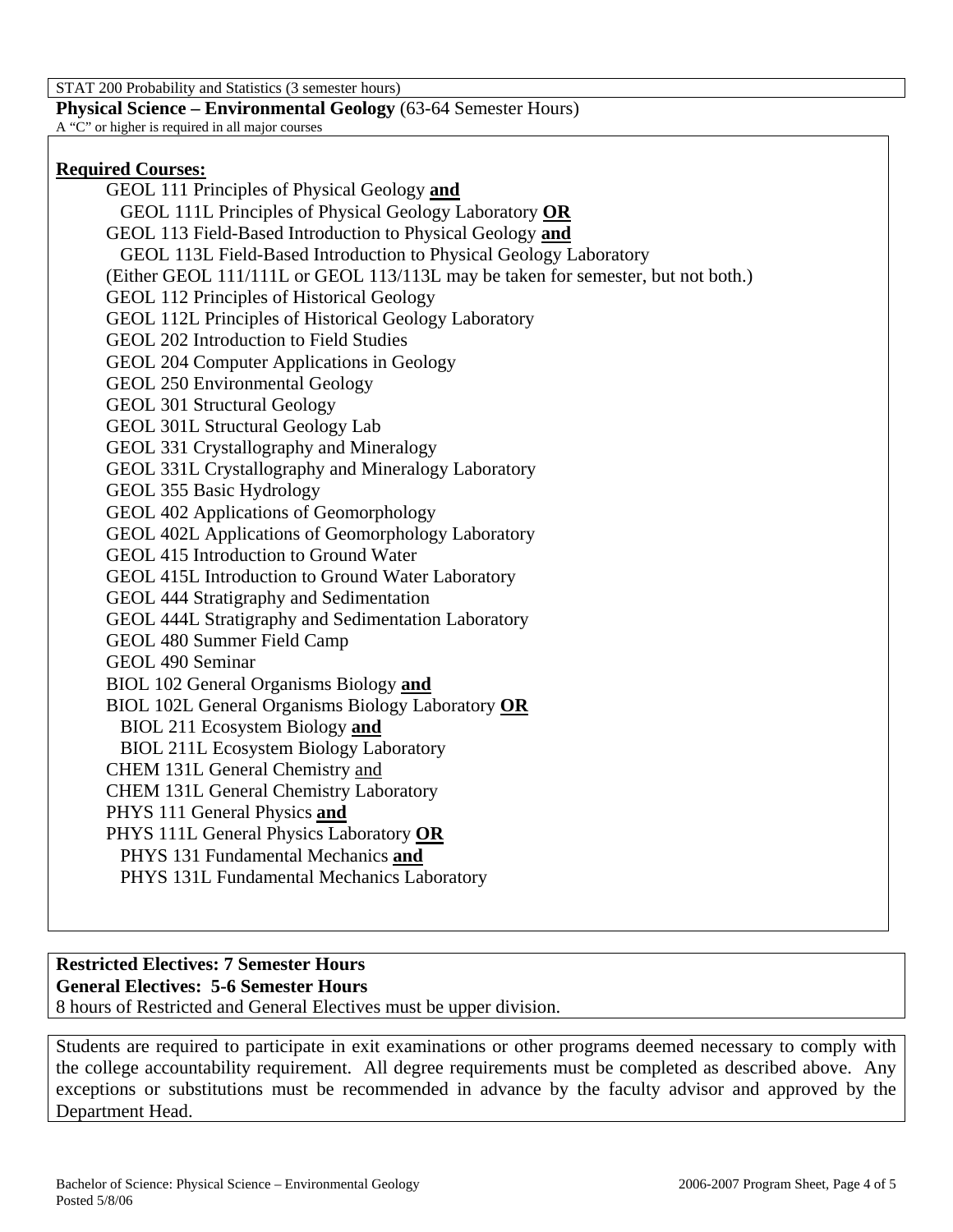STAT 200 Probability and Statistics (3 semester hours)

**Physical Science – Environmental Geology** (63-64 Semester Hours)

A "C" or higher is required in all major courses

**Required Courses:**

GEOL 111 Principles of Physical Geology **and**
  GEOL 111L Principles of Physical Geology Laboratory **OR**
GEOL 113 Field-Based Introduction to Physical Geology **and**
  GEOL 113L Field-Based Introduction to Physical Geology Laboratory
(Either GEOL 111/111L or GEOL 113/113L may be taken for semester, but not both.)
GEOL 112 Principles of Historical Geology
GEOL 112L Principles of Historical Geology Laboratory
GEOL 202 Introduction to Field Studies
GEOL 204 Computer Applications in Geology
GEOL 250 Environmental Geology
GEOL 301 Structural Geology
GEOL 301L Structural Geology Lab
GEOL 331 Crystallography and Mineralogy
GEOL 331L Crystallography and Mineralogy Laboratory
GEOL 355 Basic Hydrology
GEOL 402 Applications of Geomorphology
GEOL 402L Applications of Geomorphology Laboratory
GEOL 415 Introduction to Ground Water
GEOL 415L Introduction to Ground Water Laboratory
GEOL 444 Stratigraphy and Sedimentation
GEOL 444L Stratigraphy and Sedimentation Laboratory
GEOL 480 Summer Field Camp
GEOL 490 Seminar
BIOL 102 General Organisms Biology **and**
BIOL 102L General Organisms Biology Laboratory **OR**
  BIOL 211 Ecosystem Biology **and**
  BIOL 211L Ecosystem Biology Laboratory
CHEM 131L General Chemistry and
CHEM 131L General Chemistry Laboratory
PHYS 111 General Physics **and**
PHYS 111L General Physics Laboratory **OR**
  PHYS 131 Fundamental Mechanics **and**
  PHYS 131L Fundamental Mechanics Laboratory

**Restricted Electives: 7 Semester Hours**
**General Electives: 5-6 Semester Hours**
8 hours of Restricted and General Electives must be upper division.

Students are required to participate in exit examinations or other programs deemed necessary to comply with the college accountability requirement. All degree requirements must be completed as described above. Any exceptions or substitutions must be recommended in advance by the faculty advisor and approved by the Department Head.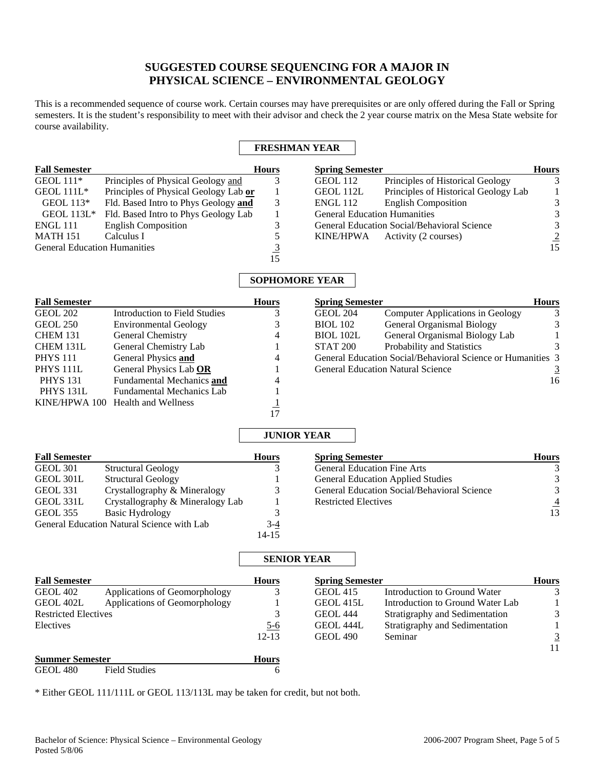## SUGGESTED COURSE SEQUENCING FOR A MAJOR IN PHYSICAL SCIENCE – ENVIRONMENTAL GEOLOGY

This is a recommended sequence of course work. Certain courses may have prerequisites or are only offered during the Fall or Spring semesters. It is the student's responsibility to meet with their advisor and check the 2 year course matrix on the Mesa State website for course availability.

### FRESHMAN YEAR

| Fall Semester | | Hours |
|---|---|---|
| GEOL 111* | Principles of Physical Geology and | 3 |
| GEOL 111L* | Principles of Physical Geology Lab **or** | 1 |
| GEOL 113* | Fld. Based Intro to Phys Geology **and** | 3 |
| GEOL 113L* | Fld. Based Intro to Phys Geology Lab | 1 |
| ENGL 111 | English Composition | 3 |
| MATH 151 | Calculus I | 5 |
| General Education Humanities | | 3 |
| | | 15 |

| Spring Semester | | Hours |
|---|---|---|
| GEOL 112 | Principles of Historical Geology | 3 |
| GEOL 112L | Principles of Historical Geology Lab | 1 |
| ENGL 112 | English Composition | 3 |
| General Education Humanities | | 3 |
| General Education Social/Behavioral Science | | 3 |
| KINE/HPWA | Activity (2 courses) | 2 |
| | | 15 |

### SOPHOMORE YEAR

| Fall Semester | | Hours |
|---|---|---|
| GEOL 202 | Introduction to Field Studies | 3 |
| GEOL 250 | Environmental Geology | 3 |
| CHEM 131 | General Chemistry | 4 |
| CHEM 131L | General Chemistry Lab | 1 |
| PHYS 111 | General Physics **and** | 4 |
| PHYS 111L | General Physics Lab **OR** | 1 |
| PHYS 131 | Fundamental Mechanics **and** | 4 |
| PHYS 131L | Fundamental Mechanics Lab | 1 |
| KINE/HPWA 100 | Health and Wellness | 1 |
| | | 17 |

| Spring Semester | | Hours |
|---|---|---|
| GEOL 204 | Computer Applications in Geology | 3 |
| BIOL 102 | General Organismal Biology | 3 |
| BIOL 102L | General Organismal Biology Lab | 1 |
| STAT 200 | Probability and Statistics | 3 |
| General Education Social/Behavioral Science or Humanities | | 3 |
| General Education Natural Science | | 3 |
| | | 16 |

### JUNIOR YEAR

| Fall Semester | | Hours |
|---|---|---|
| GEOL 301 | Structural Geology | 3 |
| GEOL 301L | Structural Geology | 1 |
| GEOL 331 | Crystallography & Mineralogy | 3 |
| GEOL 331L | Crystallography & Mineralogy Lab | 1 |
| GEOL 355 | Basic Hydrology | 3 |
| General Education Natural Science with Lab | | 3-4 |
| | | 14-15 |

| Spring Semester | | Hours |
|---|---|---|
| General Education Fine Arts | | 3 |
| General Education Applied Studies | | 3 |
| General Education Social/Behavioral Science | | 3 |
| Restricted Electives | | 4 |
| | | 13 |

### SENIOR YEAR

| Fall Semester | | Hours |
|---|---|---|
| GEOL 402 | Applications of Geomorphology | 3 |
| GEOL 402L | Applications of Geomorphology | 1 |
| Restricted Electives | | 3 |
| Electives | | 5-6 |
| | | 12-13 |

| Spring Semester | | Hours |
|---|---|---|
| GEOL 415 | Introduction to Ground Water | 3 |
| GEOL 415L | Introduction to Ground Water Lab | 1 |
| GEOL 444 | Stratigraphy and Sedimentation | 3 |
| GEOL 444L | Stratigraphy and Sedimentation | 1 |
| GEOL 490 | Seminar | 3 |
| | | 11 |

| Summer Semester | | Hours |
|---|---|---|
| GEOL 480 | Field Studies | 6 |

* Either GEOL 111/111L or GEOL 113/113L may be taken for credit, but not both.